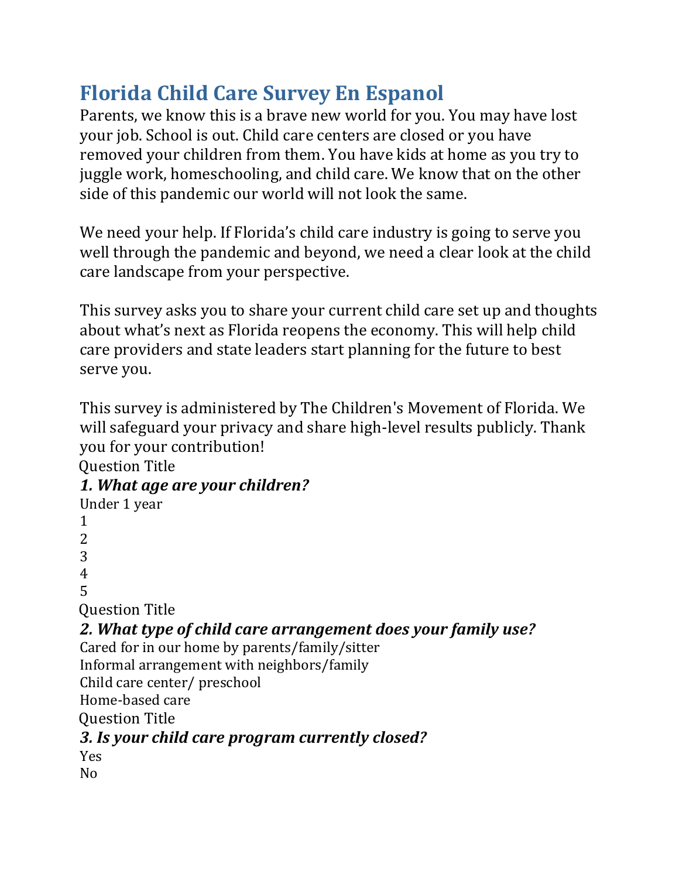# Florida Child Care Survey En Espanol

Parents, we know this is a brave new world for you. You may have lost your job. School is out. Child care centers are closed or you have removed your children from them. You have kids at home as you try to juggle work, homeschooling, and child care. We know that on the other side of this pandemic our world will not look the same.

We need your help. If Florida's child care industry is going to serve you well through the pandemic and beyond, we need a clear look at the child care landscape from your perspective.

This survey asks you to share your current child care set up and thoughts about what's next as Florida reopens the economy. This will help child care providers and state leaders start planning for the future to best serve you.

This survey is administered by The Children's Movement of Florida. We will safeguard your privacy and share high-level results publicly. Thank you for your contribution!

Question Title

***1. What age are your children?***

Under 1 year
1
2
3
4
5

Question Title

***2. What type of child care arrangement does your family use?***

Cared for in our home by parents/family/sitter
Informal arrangement with neighbors/family
Child care center/ preschool
Home-based care

Question Title

***3. Is your child care program currently closed?***

Yes
No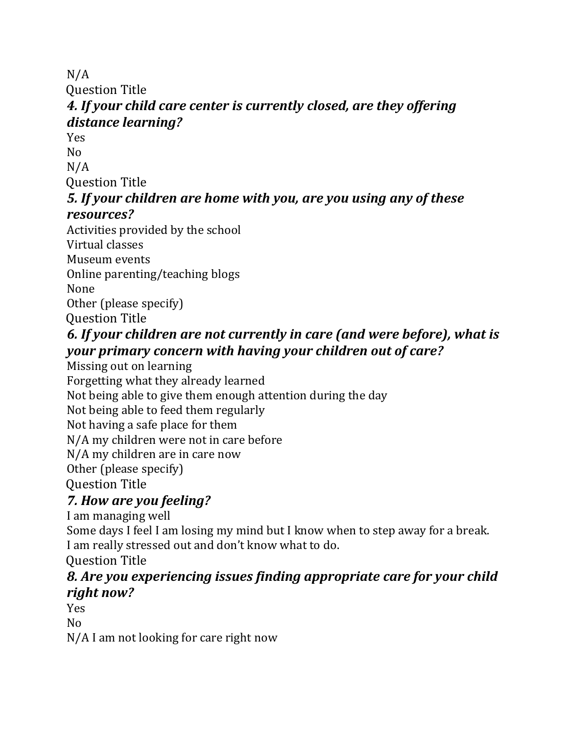N/A

Question Title

***4. If your child care center is currently closed, are they offering distance learning?***

Yes

No

N/A

Question Title

***5. If your children are home with you, are you using any of these resources?***

Activities provided by the school

Virtual classes

Museum events

Online parenting/teaching blogs

None

Other (please specify)

Question Title

***6. If your children are not currently in care (and were before), what is your primary concern with having your children out of care?***

Missing out on learning

Forgetting what they already learned

Not being able to give them enough attention during the day

Not being able to feed them regularly

Not having a safe place for them

N/A my children were not in care before

N/A my children are in care now

Other (please specify)

Question Title

***7. How are you feeling?***

I am managing well

Some days I feel I am losing my mind but I know when to step away for a break.

I am really stressed out and don't know what to do.

Question Title

***8. Are you experiencing issues finding appropriate care for your child right now?***

Yes

No

N/A I am not looking for care right now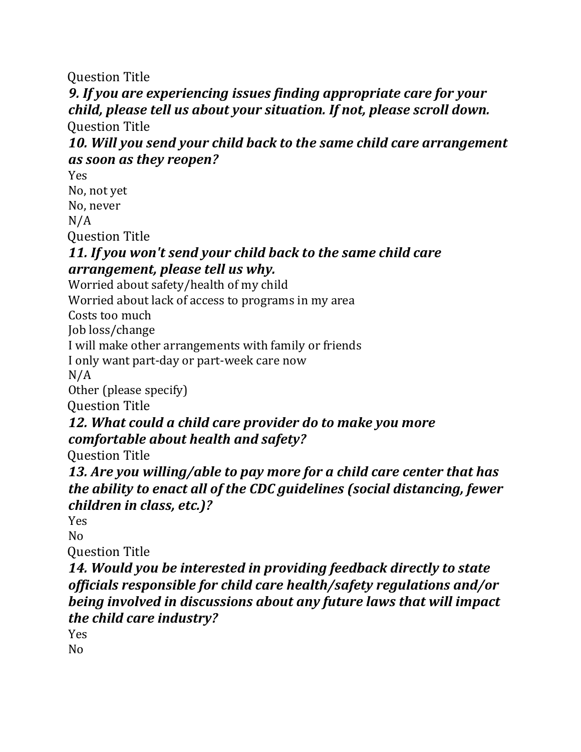Question Title

***9. If you are experiencing issues finding appropriate care for your child, please tell us about your situation. If not, please scroll down.***

Question Title

***10. Will you send your child back to the same child care arrangement as soon as they reopen?***

Yes
No, not yet
No, never
N/A

Question Title

***11. If you won't send your child back to the same child care arrangement, please tell us why.***

Worried about safety/health of my child
Worried about lack of access to programs in my area
Costs too much
Job loss/change
I will make other arrangements with family or friends
I only want part-day or part-week care now
N/A
Other (please specify)

Question Title

***12. What could a child care provider do to make you more comfortable about health and safety?***

Question Title

***13. Are you willing/able to pay more for a child care center that has the ability to enact all of the CDC guidelines (social distancing, fewer children in class, etc.)?***

Yes
No

Question Title

***14. Would you be interested in providing feedback directly to state officials responsible for child care health/safety regulations and/or being involved in discussions about any future laws that will impact the child care industry?***

Yes
No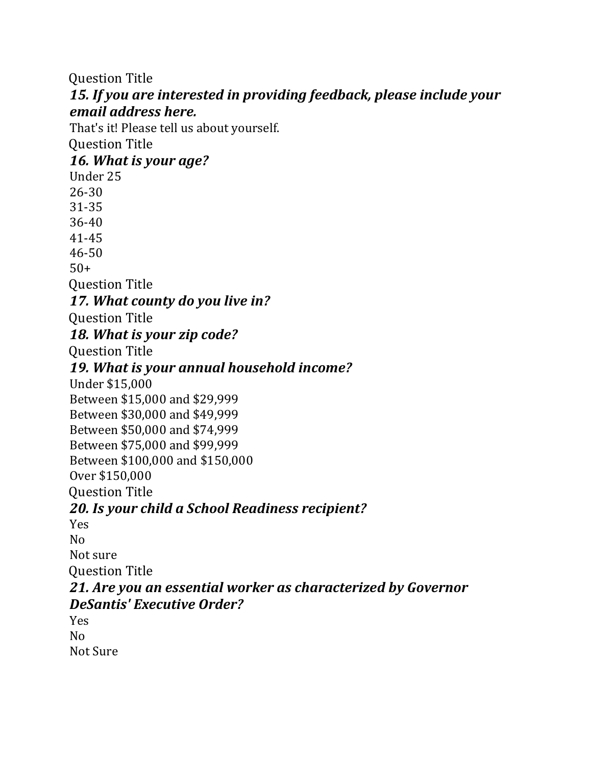Question Title

***15. If you are interested in providing feedback, please include your email address here.***

That's it! Please tell us about yourself.

Question Title

***16. What is your age?***

Under 25
26-30
31-35
36-40
41-45
46-50
50+

Question Title

***17. What county do you live in?***

Question Title

***18. What is your zip code?***

Question Title

***19. What is your annual household income?***

Under $15,000
Between $15,000 and $29,999
Between $30,000 and $49,999
Between $50,000 and $74,999
Between $75,000 and $99,999
Between $100,000 and $150,000
Over $150,000

Question Title

***20. Is your child a School Readiness recipient?***

Yes
No
Not sure

Question Title

***21. Are you an essential worker as characterized by Governor DeSantis' Executive Order?***

Yes
No
Not Sure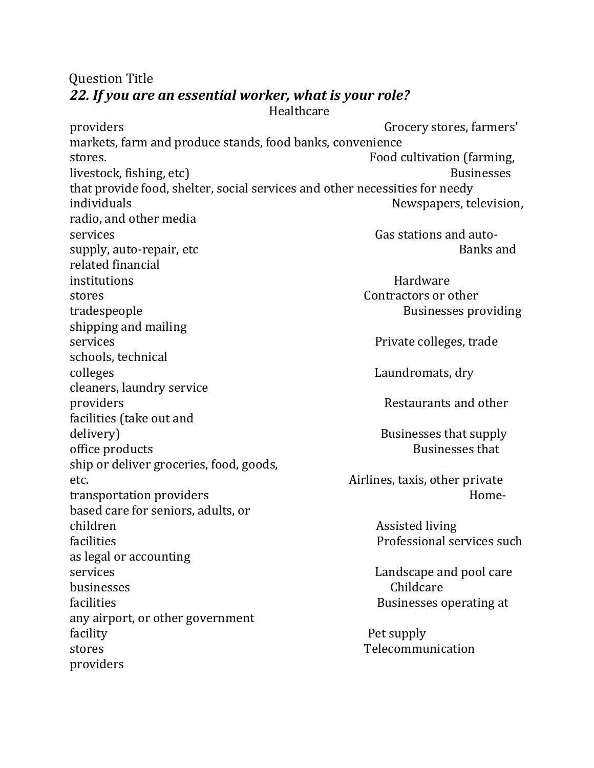Question Title

***22. If you are an essential worker, what is your role?***

- Healthcare providers
- Grocery stores, farmers' markets, farm and produce stands, food banks, convenience stores.
- Food cultivation (farming, livestock, fishing, etc)
- Businesses that provide food, shelter, social services and other necessities for needy individuals
- Newspapers, television, radio, and other media services
- Gas stations and auto-supply, auto-repair, etc
- Banks and related financial institutions
- Hardware stores
- Contractors or other tradespeople
- Businesses providing shipping and mailing services
- Private colleges, trade schools, technical colleges
- Laundromats, dry cleaners, laundry service providers
- Restaurants and other facilities (take out and delivery)
- Businesses that supply office products
- Businesses that ship or deliver groceries, food, goods, etc.
- Airlines, taxis, other private transportation providers
- Home-based care for seniors, adults, or children
- Assisted living facilities
- Professional services such as legal or accounting services
- Landscape and pool care businesses
- Childcare facilities
- Businesses operating at any airport, or other government facility
- Pet supply stores
- Telecommunication providers